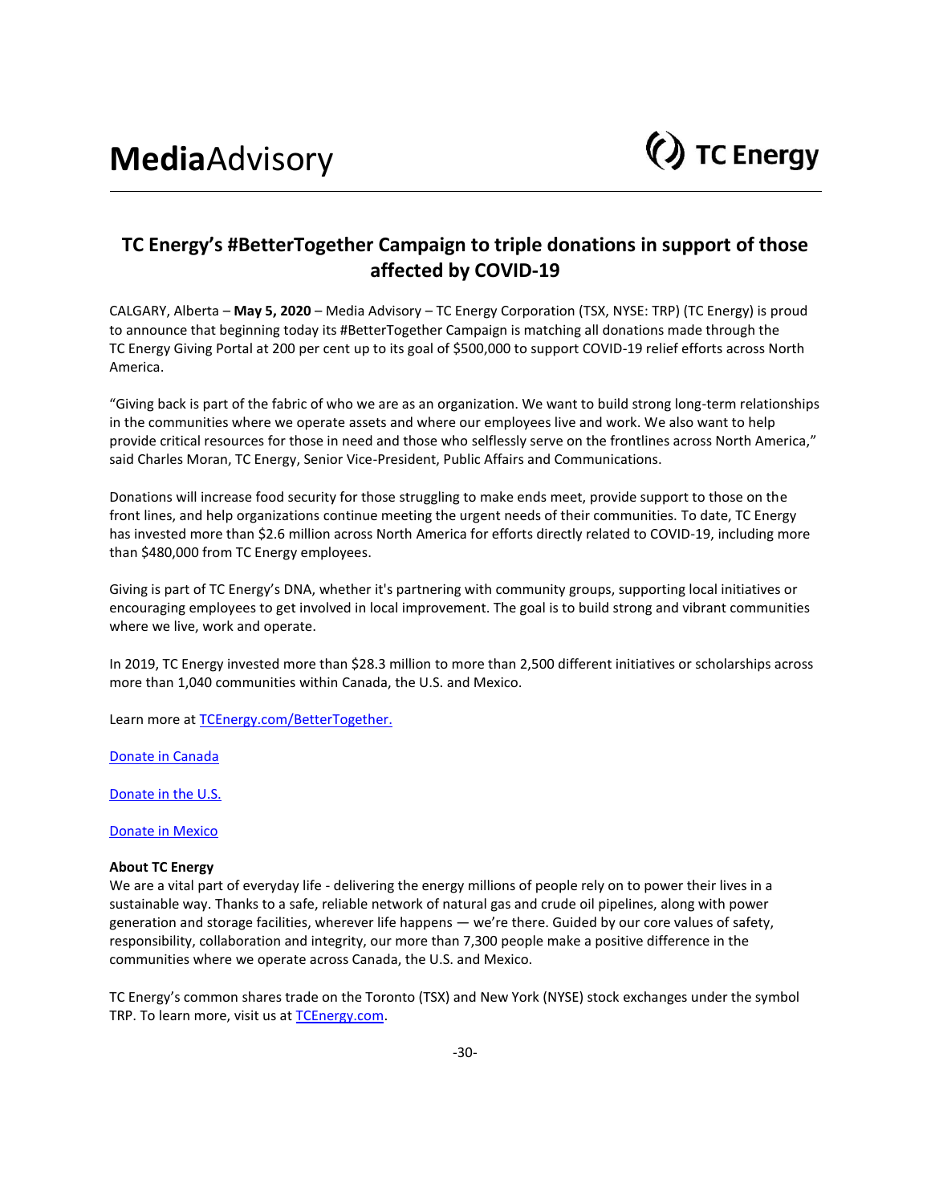**Media**Advisory

TC Energy

## TC Energy's #BetterTogether Campaign to triple donations in support of those affected by COVID-19

CALGARY, Alberta – **May 5, 2020** – Media Advisory – TC Energy Corporation (TSX, NYSE: TRP) (TC Energy) is proud to announce that beginning today its #BetterTogether Campaign is matching all donations made through the TC Energy Giving Portal at 200 per cent up to its goal of $500,000 to support COVID-19 relief efforts across North America.

"Giving back is part of the fabric of who we are as an organization. We want to build strong long-term relationships in the communities where we operate assets and where our employees live and work. We also want to help provide critical resources for those in need and those who selflessly serve on the frontlines across North America," said Charles Moran, TC Energy, Senior Vice-President, Public Affairs and Communications.

Donations will increase food security for those struggling to make ends meet, provide support to those on the front lines, and help organizations continue meeting the urgent needs of their communities. To date, TC Energy has invested more than $2.6 million across North America for efforts directly related to COVID-19, including more than $480,000 from TC Energy employees.

Giving is part of TC Energy's DNA, whether it's partnering with community groups, supporting local initiatives or encouraging employees to get involved in local improvement. The goal is to build strong and vibrant communities where we live, work and operate.

In 2019, TC Energy invested more than $28.3 million to more than 2,500 different initiatives or scholarships across more than 1,040 communities within Canada, the U.S. and Mexico.

Learn more at TCEnergy.com/BetterTogether.

Donate in Canada

Donate in the U.S.

Donate in Mexico

**About TC Energy**
We are a vital part of everyday life - delivering the energy millions of people rely on to power their lives in a sustainable way. Thanks to a safe, reliable network of natural gas and crude oil pipelines, along with power generation and storage facilities, wherever life happens — we're there. Guided by our core values of safety, responsibility, collaboration and integrity, our more than 7,300 people make a positive difference in the communities where we operate across Canada, the U.S. and Mexico.

TC Energy's common shares trade on the Toronto (TSX) and New York (NYSE) stock exchanges under the symbol TRP. To learn more, visit us at TCEnergy.com.

-30-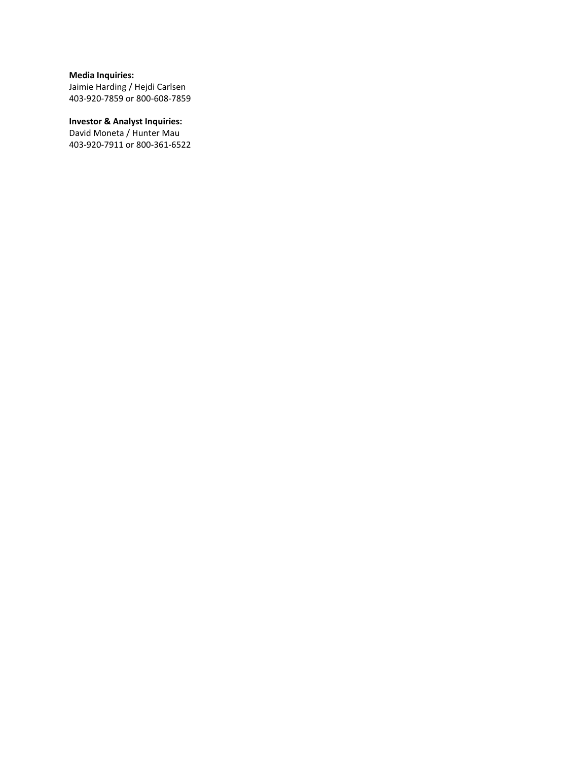**Media Inquiries:**
Jaimie Harding / Hejdi Carlsen
403-920-7859 or 800-608-7859

**Investor & Analyst Inquiries:**
David Moneta / Hunter Mau
403-920-7911 or 800-361-6522